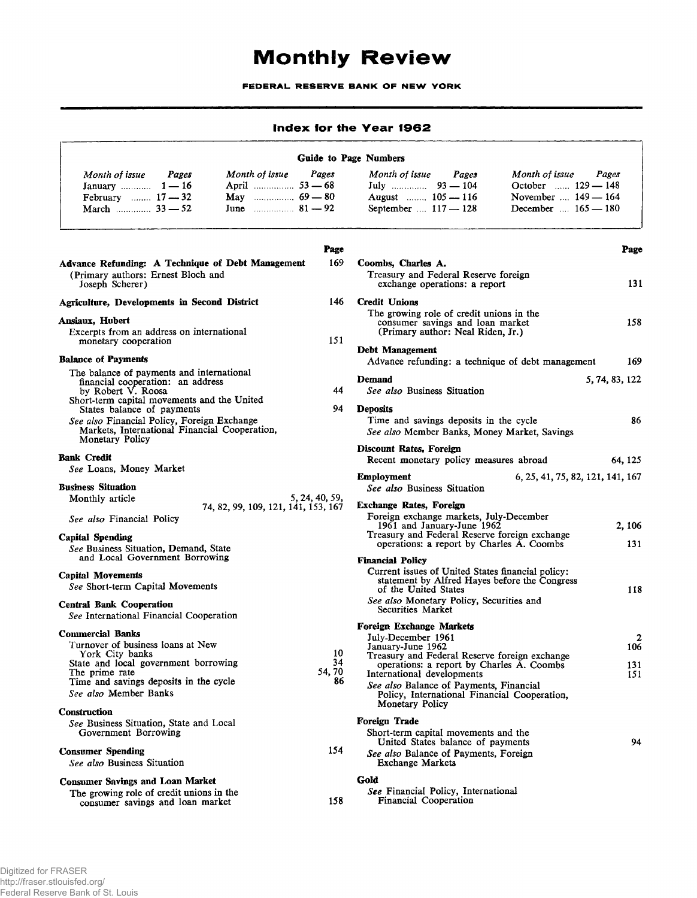# Monthly Review

**FEDERAL RESERVE BANK OF NEW YORK**

## Index for the Year 1962

**Guide to Page Numbers**

| Month of issue | Pages | Month of issue | Pages | Month of issue | Pages | Month of issue | Pages |
|---|---|---|---|---|---|---|---|
| January | 1 — 16 | April | 53 — 68 | July | 93 — 104 | October | 129 — 148 |
| February | 17 — 32 | May | 69 — 80 | August | 105 — 116 | November | 149 — 164 |
| March | 33 — 52 | June | 81 — 92 | September | 117 — 128 | December | 165 — 180 |

**Page**

**Advance Refunding: A Technique of Debt Management** 169
(Primary authors: Ernest Bloch and Joseph Scherer)

**Agriculture, Developments in Second District** 146

**Ansiaux, Hubert**
Excerpts from an address on international monetary cooperation 151

**Balance of Payments**
The balance of payments and international financial cooperation: an address by Robert V. Roosa 44
Short-term capital movements and the United States balance of payments 94
*See also* Financial Policy, Foreign Exchange Markets, International Financial Cooperation, Monetary Policy

**Bank Credit**
*See* Loans, Money Market

**Business Situation**
Monthly article 5, 24, 40, 59, 74, 82, 99, 109, 121, 141, 153, 167
*See also* Financial Policy

**Capital Spending**
*See* Business Situation, Demand, State and Local Government Borrowing

**Capital Movements**
*See* Short-term Capital Movements

**Central Bank Cooperation**
*See* International Financial Cooperation

**Commercial Banks**
Turnover of business loans at New York City banks 10
State and local government borrowing 34
The prime rate 54, 70
Time and savings deposits in the cycle 86
*See also* Member Banks

**Construction**
*See* Business Situation, State and Local Government Borrowing

**Consumer Spending** 154
*See also* Business Situation

**Consumer Savings and Loan Market**
The growing role of credit unions in the consumer savings and loan market 158

**Coombs, Charles A.**
Treasury and Federal Reserve foreign exchange operations: a report 131

**Credit Unions**
The growing role of credit unions in the consumer savings and loan market 158
(Primary author: Neal Riden, Jr.)

**Debt Management**
Advance refunding: a technique of debt management 169

**Demand** 5, 74, 83, 122
*See also* Business Situation

**Deposits**
Time and savings deposits in the cycle 86
*See also* Member Banks, Money Market, Savings

**Discount Rates, Foreign**
Recent monetary policy measures abroad 64, 125

**Employment** 6, 25, 41, 75, 82, 121, 141, 167
*See also* Business Situation

**Exchange Rates, Foreign**
Foreign exchange markets, July-December 1961 and January-June 1962 2, 106
Treasury and Federal Reserve foreign exchange operations: a report by Charles A. Coombs 131

**Financial Policy**
Current issues of United States financial policy: statement by Alfred Hayes before the Congress of the United States 118
*See also* Monetary Policy, Securities and Securities Market

**Foreign Exchange Markets**
July-December 1961 2
January-June 1962 106
Treasury and Federal Reserve foreign exchange operations: a report by Charles A. Coombs 131
International developments 151
*See also* Balance of Payments, Financial Policy, International Financial Cooperation, Monetary Policy

**Foreign Trade**
Short-term capital movements and the United States balance of payments 94
*See also* Balance of Payments, Foreign Exchange Markets

**Gold**
*See* Financial Policy, International Financial Cooperation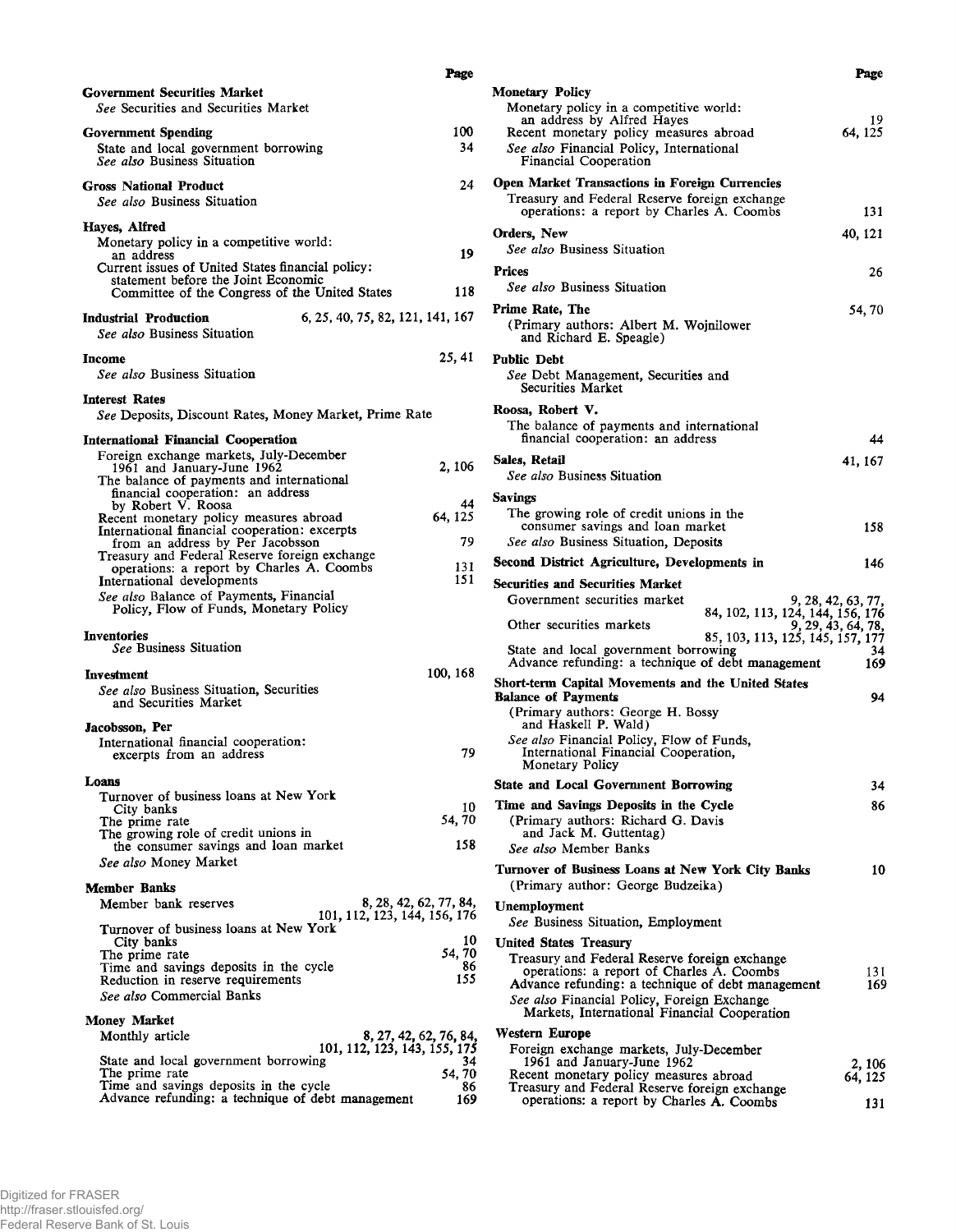**Government Securities Market**
*See* Securities and Securities Market

**Government Spending** 100
State and local government borrowing 34
*See also* Business Situation

**Gross National Product** 24
*See also* Business Situation

**Hayes, Alfred**
Monetary policy in a competitive world: an address 19
Current issues of United States financial policy: statement before the Joint Economic Committee of the Congress of the United States 118

**Industrial Production** 6, 25, 40, 75, 82, 121, 141, 167
*See also* Business Situation

**Income** 25, 41
*See also* Business Situation

**Interest Rates**
*See* Deposits, Discount Rates, Money Market, Prime Rate

**International Financial Cooperation**
Foreign exchange markets, July-December 1961 and January-June 1962 2, 106
The balance of payments and international financial cooperation: an address by Robert V. Roosa 44
Recent monetary policy measures abroad 64, 125
International financial cooperation: excerpts from an address by Per Jacobsson 79
Treasury and Federal Reserve foreign exchange operations: a report by Charles A. Coombs 131
International developments 151
*See also* Balance of Payments, Financial Policy, Flow of Funds, Monetary Policy

**Inventories**
*See* Business Situation

**Investment** 100, 168
*See also* Business Situation, Securities and Securities Market

**Jacobsson, Per**
International financial cooperation: excerpts from an address 79

**Loans**
Turnover of business loans at New York City banks 10
The prime rate 54, 70
The growing role of credit unions in the consumer savings and loan market 158
*See also* Money Market

**Member Banks**
Member bank reserves 8, 28, 42, 62, 77, 84, 101, 112, 123, 144, 156, 176
Turnover of business loans at New York City banks 10
The prime rate 54, 70
Time and savings deposits in the cycle 86
Reduction in reserve requirements 155
*See also* Commercial Banks

**Money Market**
Monthly article 8, 27, 42, 62, 76, 84, 101, 112, 123, 143, 155, 175
State and local government borrowing 34
The prime rate 54, 70
Time and savings deposits in the cycle 86
Advance refunding: a technique of debt management 169

**Monetary Policy**
Monetary policy in a competitive world: an address by Alfred Hayes 19
Recent monetary policy measures abroad 64, 125
*See also* Financial Policy, International Financial Cooperation

**Open Market Transactions in Foreign Currencies**
Treasury and Federal Reserve foreign exchange operations: a report by Charles A. Coombs 131

**Orders, New** 40, 121
*See also* Business Situation

**Prices** 26
*See also* Business Situation

**Prime Rate, The** 54, 70
(Primary authors: Albert M. Wojnilower and Richard E. Speagle)

**Public Debt**
*See* Debt Management, Securities and Securities Market

**Roosa, Robert V.**
The balance of payments and international financial cooperation: an address 44

**Sales, Retail** 41, 167
*See also* Business Situation

**Savings**
The growing role of credit unions in the consumer savings and loan market 158
*See also* Business Situation, Deposits

**Second District Agriculture, Developments in** 146

**Securities and Securities Market**
Government securities market 9, 28, 42, 63, 77, 84, 102, 113, 124, 144, 156, 176
Other securities markets 9, 29, 43, 64, 78, 85, 103, 113, 125, 145, 157, 177
State and local government borrowing 34
Advance refunding: a technique of debt management 169

**Short-term Capital Movements and the United States Balance of Payments** 94
(Primary authors: George H. Bossy and Haskell P. Wald)
*See also* Financial Policy, Flow of Funds, International Financial Cooperation, Monetary Policy

**State and Local Government Borrowing** 34

**Time and Savings Deposits in the Cycle** 86
(Primary authors: Richard G. Davis and Jack M. Guttentag)
*See also* Member Banks

**Turnover of Business Loans at New York City Banks** 10
(Primary author: George Budzeika)

**Unemployment**
*See* Business Situation, Employment

**United States Treasury**
Treasury and Federal Reserve foreign exchange operations: a report of Charles A. Coombs 131
Advance refunding: a technique of debt management 169
*See also* Financial Policy, Foreign Exchange Markets, International Financial Cooperation

**Western Europe**
Foreign exchange markets, July-December 1961 and January-June 1962 2, 106
Recent monetary policy measures abroad 64, 125
Treasury and Federal Reserve foreign exchange operations: a report by Charles A. Coombs 131